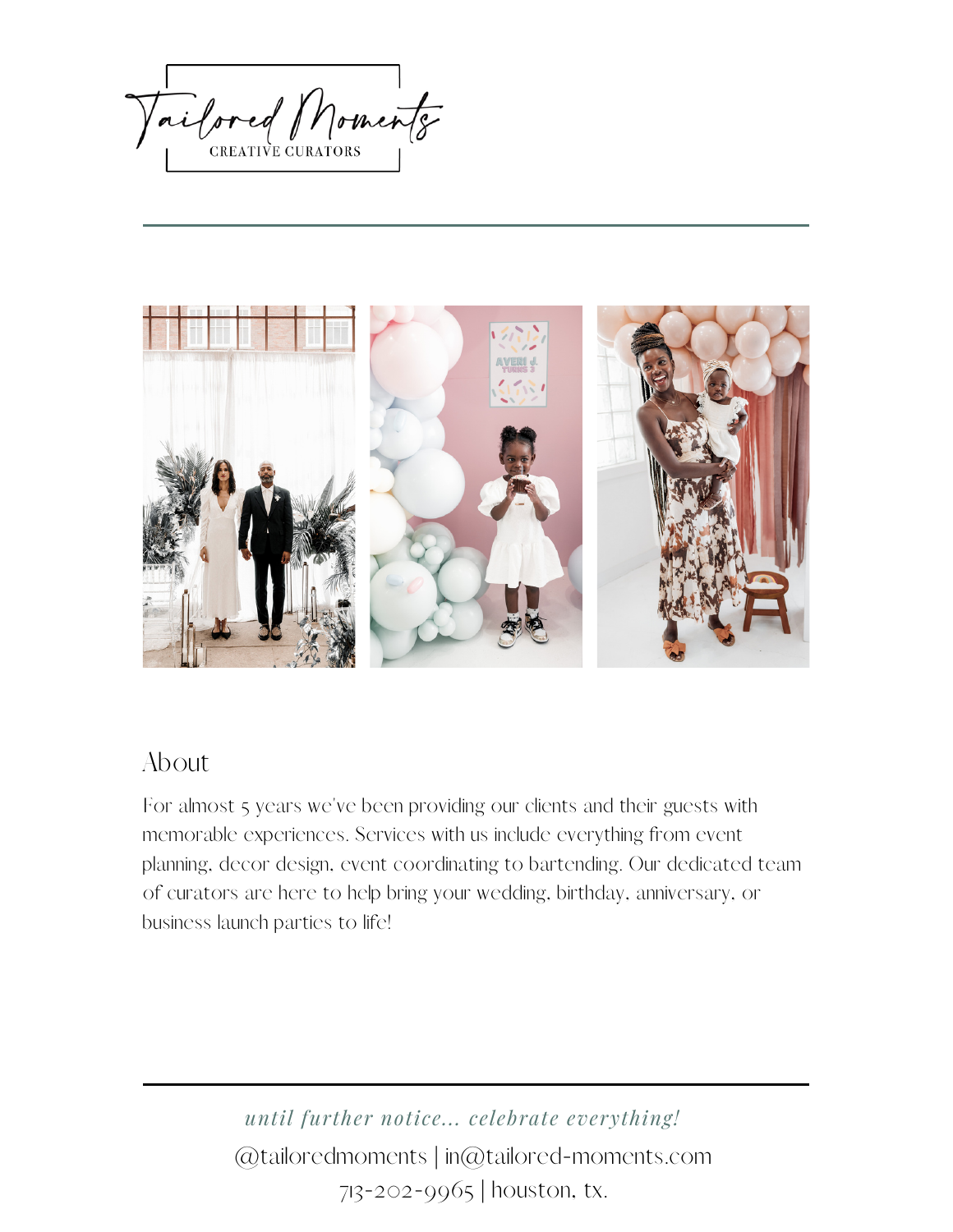Tailored Moments

CREATIVE CURATORS

## About

For almost 5 years we've been providing our clients and their guests with memorable experiences. Services with us include everything from event planning, decor design, event coordinating to bartending. Our dedicated team of curators are here to help bring your wedding, birthday, anniversary, or business launch parties to life!

*until further notice... celebrate everything!*

@tailoredmoments | in@tailored-moments.com

713-202-9965 | houston, tx.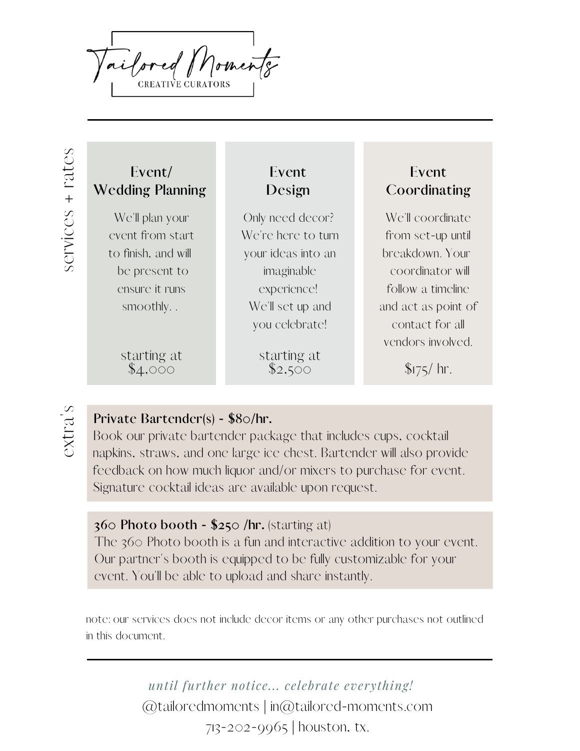# Tailored Moments

CREATIVE CURATORS

## services + rates

### Event/ Wedding Planning

We'll plan your event from start to finish, and will be present to ensure it runs smoothly. .

starting at $4,000

### Event Design

Only need decor? We're here to turn your ideas into an imaginable experience! We'll set up and you celebrate!

starting at $2,500

### Event Coordinating

We'll coordinate from set-up until breakdown. Your coordinator will follow a timeline and act as point of contact for all vendors involved.

$175/ hr.

## extra's

**Private Bartender(s) - $80/hr.**
Book our private bartender package that includes cups, cocktail napkins, straws, and one large ice chest. Bartender will also provide feedback on how much liquor and/or mixers to purchase for event. Signature cocktail ideas are available upon request.

**360 Photo booth - $250 /hr.** (starting at)
The 360 Photo booth is a fun and interactive addition to your event. Our partner's booth is equipped to be fully customizable for your event. You'll be able to upload and share instantly.

note: our services does not include decor items or any other purchases not outlined in this document.

*until further notice... celebrate everything!*

@tailoredmoments | in@tailored-moments.com

713-202-9965 | houston, tx.